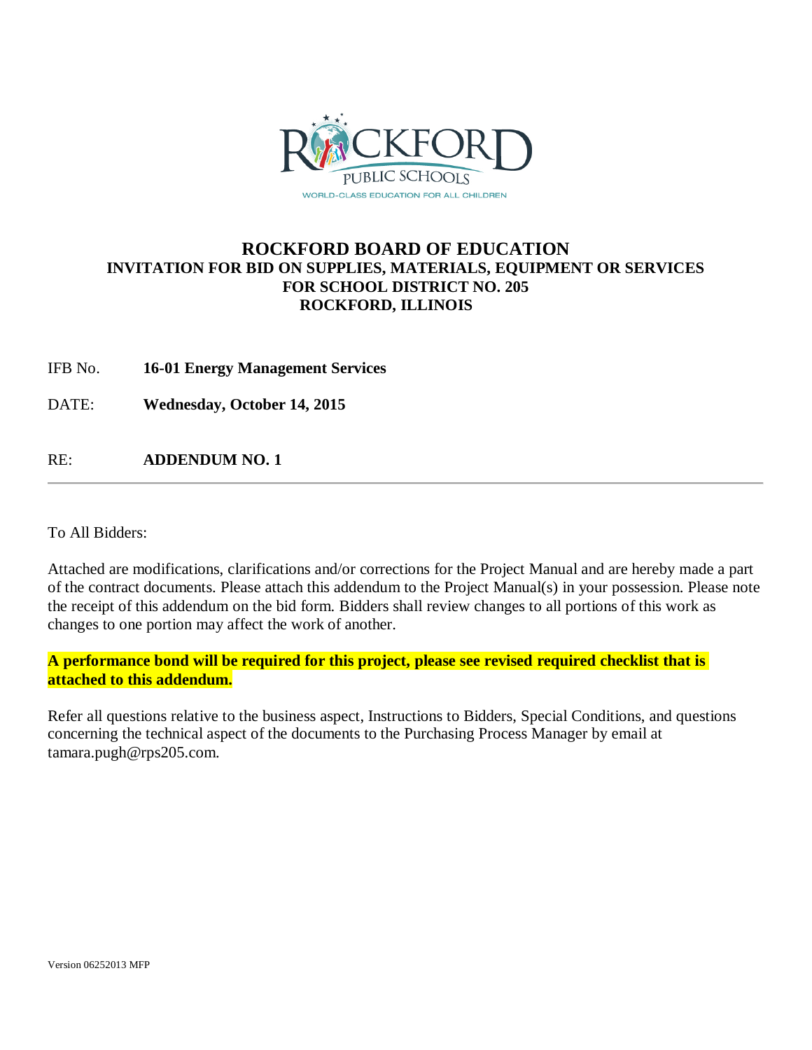# ROCKFORD BOARD OF EDUCATION

## INVITATION FOR BID ON SUPPLIES, MATERIALS, EQUIPMENT OR SERVICES FOR SCHOOL DISTRICT NO. 205 ROCKFORD, ILLINOIS

IFB No. **16-01 Energy Management Services**

DATE: **Wednesday, October 14, 2015**

RE: **ADDENDUM NO. 1**

---

To All Bidders:

Attached are modifications, clarifications and/or corrections for the Project Manual and are hereby made a part of the contract documents. Please attach this addendum to the Project Manual(s) in your possession. Please note the receipt of this addendum on the bid form. Bidders shall review changes to all portions of this work as changes to one portion may affect the work of another.

**A performance bond will be required for this project, please see revised required checklist that is attached to this addendum.**

Refer all questions relative to the business aspect, Instructions to Bidders, Special Conditions, and questions concerning the technical aspect of the documents to the Purchasing Process Manager by email at tamara.pugh@rps205.com.

Version 06252013 MFP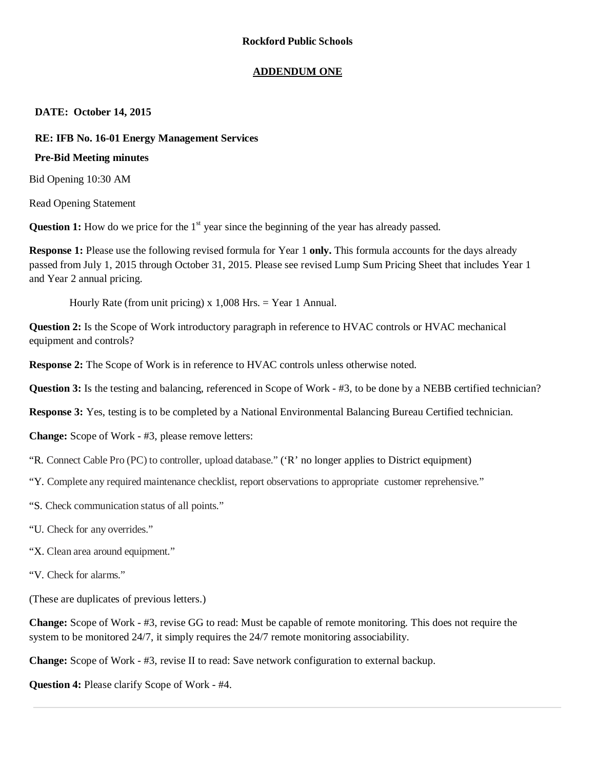**Rockford Public Schools**

**ADDENDUM ONE**

**DATE: October 14, 2015**

**RE: IFB No. 16-01 Energy Management Services**

**Pre-Bid Meeting minutes**

Bid Opening 10:30 AM

Read Opening Statement

**Question 1:** How do we price for the 1st year since the beginning of the year has already passed.

**Response 1:** Please use the following revised formula for Year 1 **only.** This formula accounts for the days already passed from July 1, 2015 through October 31, 2015. Please see revised Lump Sum Pricing Sheet that includes Year 1 and Year 2 annual pricing.

Hourly Rate (from unit pricing) x 1,008 Hrs. = Year 1 Annual.

**Question 2:** Is the Scope of Work introductory paragraph in reference to HVAC controls or HVAC mechanical equipment and controls?

**Response 2:** The Scope of Work is in reference to HVAC controls unless otherwise noted.

**Question 3:** Is the testing and balancing, referenced in Scope of Work - #3, to be done by a NEBB certified technician?

**Response 3:** Yes, testing is to be completed by a National Environmental Balancing Bureau Certified technician.

**Change:** Scope of Work - #3, please remove letters:

"R. Connect Cable Pro (PC) to controller, upload database." ('R' no longer applies to District equipment)

"Y. Complete any required maintenance checklist, report observations to appropriate customer reprehensive."

"S. Check communication status of all points."

"U. Check for any overrides."

"X. Clean area around equipment."

"V. Check for alarms."

(These are duplicates of previous letters.)

**Change:** Scope of Work - #3, revise GG to read: Must be capable of remote monitoring. This does not require the system to be monitored 24/7, it simply requires the 24/7 remote monitoring associability.

**Change:** Scope of Work - #3, revise II to read: Save network configuration to external backup.

**Question 4:** Please clarify Scope of Work - #4.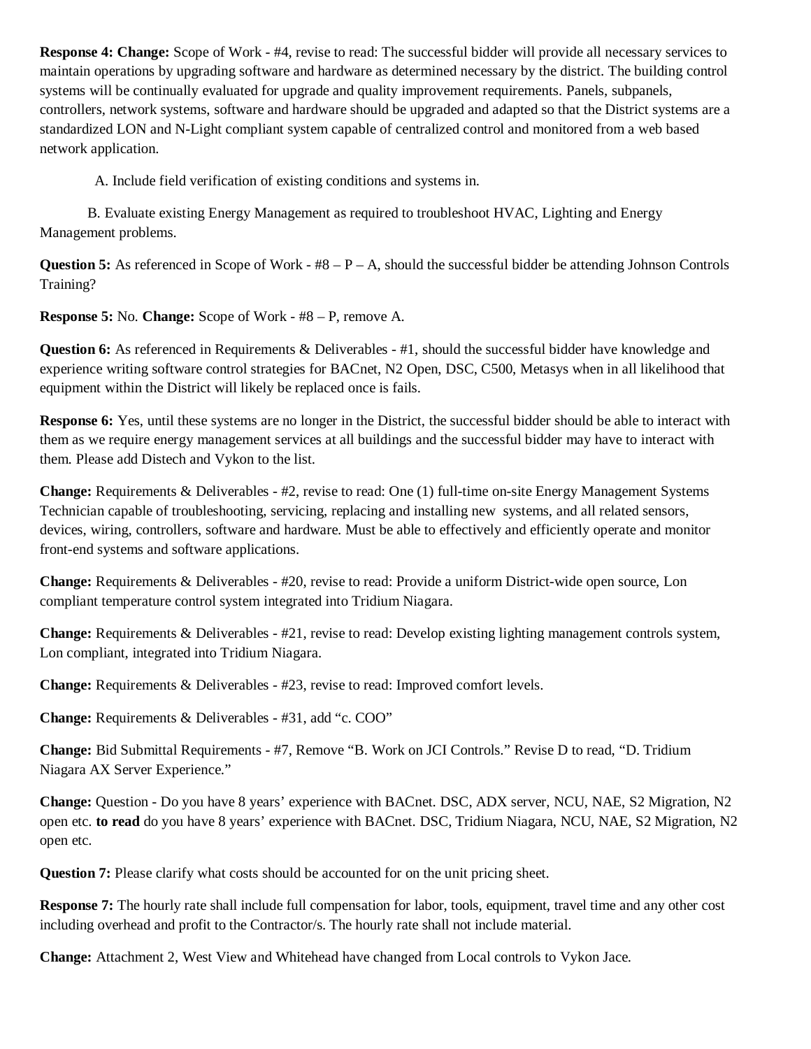**Response 4: Change:** Scope of Work - #4, revise to read: The successful bidder will provide all necessary services to maintain operations by upgrading software and hardware as determined necessary by the district. The building control systems will be continually evaluated for upgrade and quality improvement requirements. Panels, subpanels, controllers, network systems, software and hardware should be upgraded and adapted so that the District systems are a standardized LON and N-Light compliant system capable of centralized control and monitored from a web based network application.

A. Include field verification of existing conditions and systems in.

B. Evaluate existing Energy Management as required to troubleshoot HVAC, Lighting and Energy Management problems.

**Question 5:** As referenced in Scope of Work - #8 – P – A, should the successful bidder be attending Johnson Controls Training?

**Response 5:** No. **Change:** Scope of Work - #8 – P, remove A.

**Question 6:** As referenced in Requirements & Deliverables - #1, should the successful bidder have knowledge and experience writing software control strategies for BACnet, N2 Open, DSC, C500, Metasys when in all likelihood that equipment within the District will likely be replaced once is fails.

**Response 6:** Yes, until these systems are no longer in the District, the successful bidder should be able to interact with them as we require energy management services at all buildings and the successful bidder may have to interact with them. Please add Distech and Vykon to the list.

**Change:** Requirements & Deliverables - #2, revise to read: One (1) full-time on-site Energy Management Systems Technician capable of troubleshooting, servicing, replacing and installing new systems, and all related sensors, devices, wiring, controllers, software and hardware. Must be able to effectively and efficiently operate and monitor front-end systems and software applications.

**Change:** Requirements & Deliverables - #20, revise to read: Provide a uniform District-wide open source, Lon compliant temperature control system integrated into Tridium Niagara.

**Change:** Requirements & Deliverables - #21, revise to read: Develop existing lighting management controls system, Lon compliant, integrated into Tridium Niagara.

**Change:** Requirements & Deliverables - #23, revise to read: Improved comfort levels.

**Change:** Requirements & Deliverables - #31, add "c. COO"

**Change:** Bid Submittal Requirements - #7, Remove "B. Work on JCI Controls." Revise D to read, "D. Tridium Niagara AX Server Experience."

**Change:** Question - Do you have 8 years' experience with BACnet. DSC, ADX server, NCU, NAE, S2 Migration, N2 open etc. **to read** do you have 8 years' experience with BACnet. DSC, Tridium Niagara, NCU, NAE, S2 Migration, N2 open etc.

**Question 7:** Please clarify what costs should be accounted for on the unit pricing sheet.

**Response 7:** The hourly rate shall include full compensation for labor, tools, equipment, travel time and any other cost including overhead and profit to the Contractor/s. The hourly rate shall not include material.

**Change:** Attachment 2, West View and Whitehead have changed from Local controls to Vykon Jace.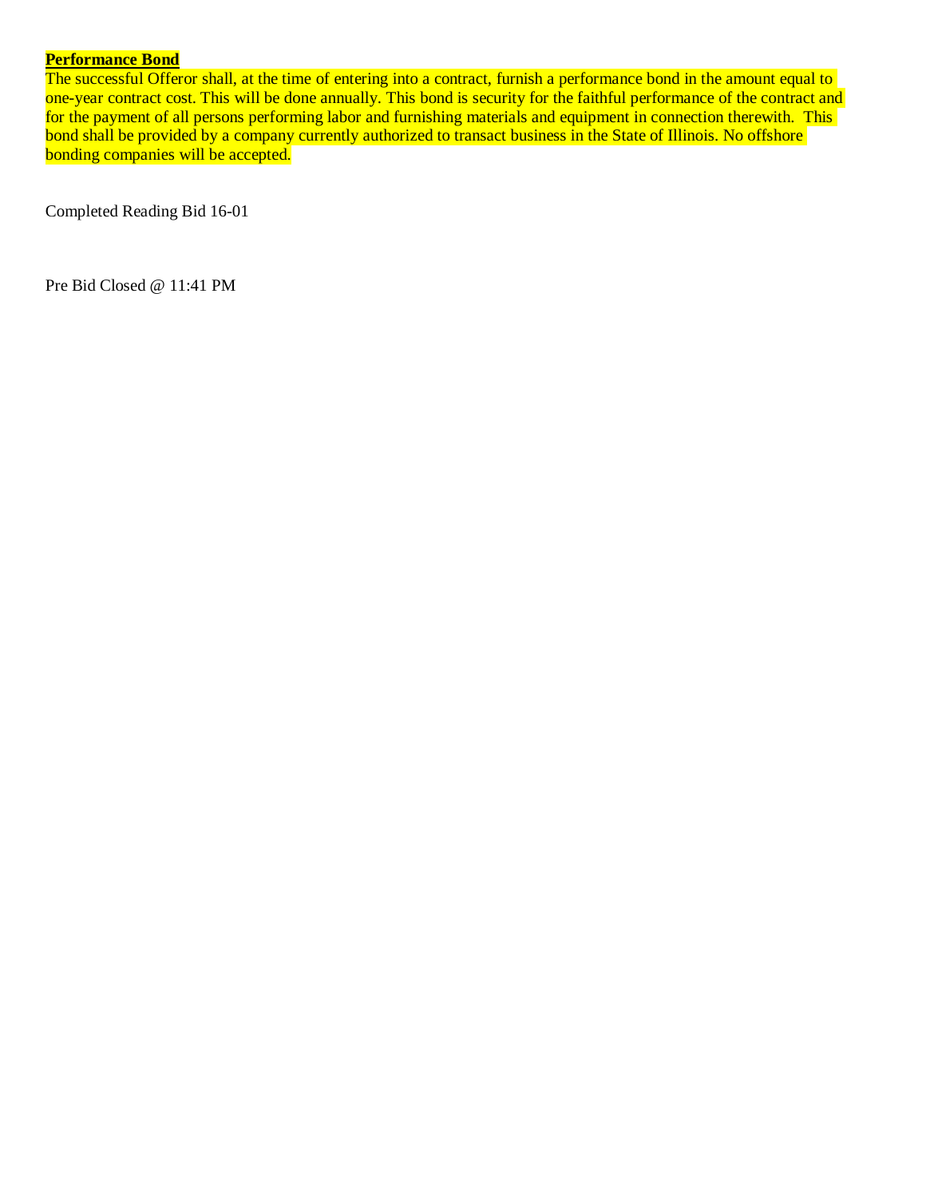**Performance Bond**

The successful Offeror shall, at the time of entering into a contract, furnish a performance bond in the amount equal to one-year contract cost. This will be done annually. This bond is security for the faithful performance of the contract and for the payment of all persons performing labor and furnishing materials and equipment in connection therewith. This bond shall be provided by a company currently authorized to transact business in the State of Illinois. No offshore bonding companies will be accepted.

Completed Reading Bid 16-01

Pre Bid Closed @ 11:41 PM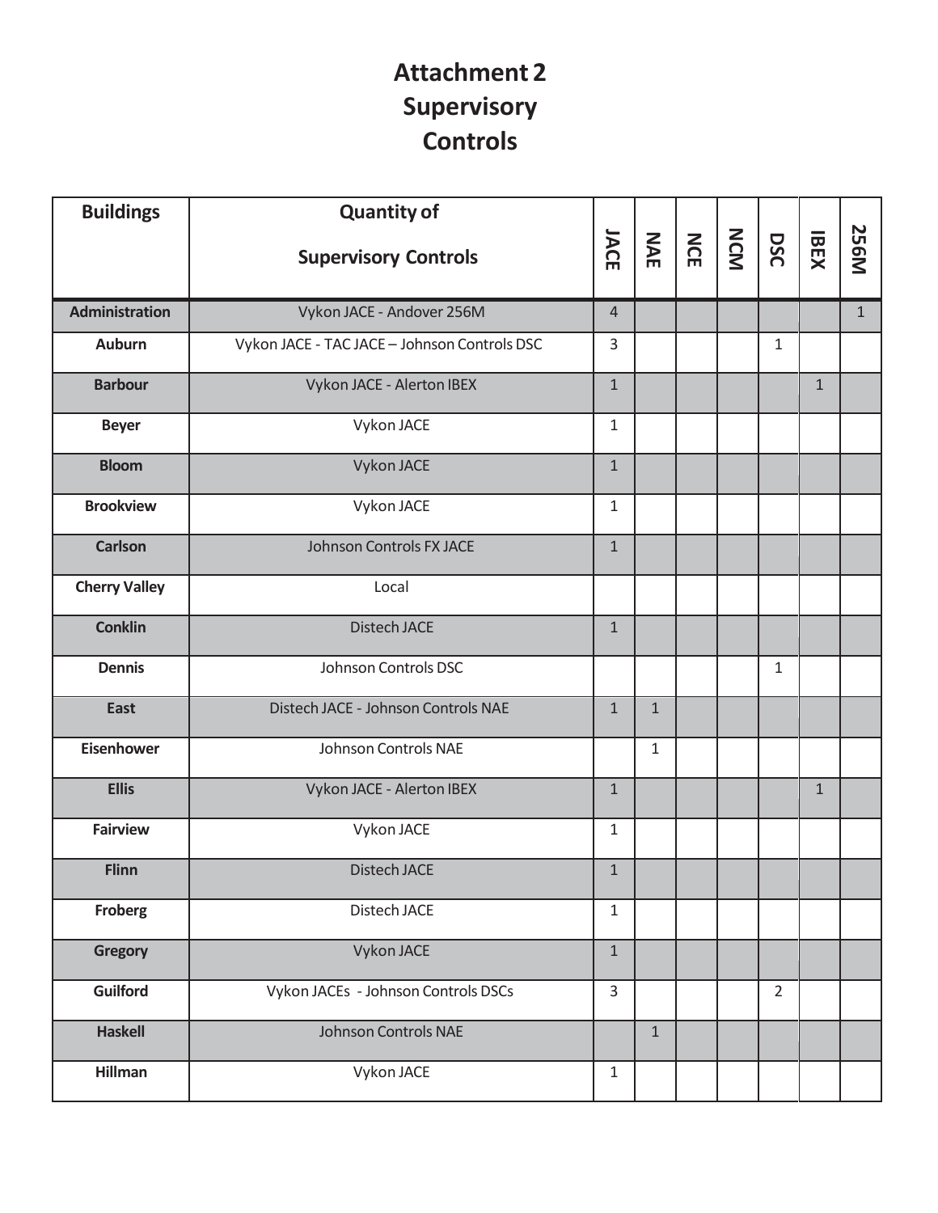# Attachment 2
# Supervisory Controls

| Buildings | Quantity of Supervisory Controls | JACE | NAE | NCE | NCM | DSC | IBEX | 256M |
|---|---|---|---|---|---|---|---|---|
| Administration | Vykon JACE - Andover 256M | 4 | | | | | | 1 |
| Auburn | Vykon JACE - TAC JACE – Johnson Controls DSC | 3 | | | | 1 | | |
| Barbour | Vykon JACE - Alerton IBEX | 1 | | | | | 1 | |
| Beyer | Vykon JACE | 1 | | | | | | |
| Bloom | Vykon JACE | 1 | | | | | | |
| Brookview | Vykon JACE | 1 | | | | | | |
| Carlson | Johnson Controls FX JACE | 1 | | | | | | |
| Cherry Valley | Local | | | | | | | |
| Conklin | Distech JACE | 1 | | | | | | |
| Dennis | Johnson Controls DSC | | | | | 1 | | |
| East | Distech JACE - Johnson Controls NAE | 1 | 1 | | | | | |
| Eisenhower | Johnson Controls NAE | | 1 | | | | | |
| Ellis | Vykon JACE - Alerton IBEX | 1 | | | | | 1 | |
| Fairview | Vykon JACE | 1 | | | | | | |
| Flinn | Distech JACE | 1 | | | | | | |
| Froberg | Distech JACE | 1 | | | | | | |
| Gregory | Vykon JACE | 1 | | | | | | |
| Guilford | Vykon JACEs - Johnson Controls DSCs | 3 | | | | 2 | | |
| Haskell | Johnson Controls NAE | | 1 | | | | | |
| Hillman | Vykon JACE | 1 | | | | | | |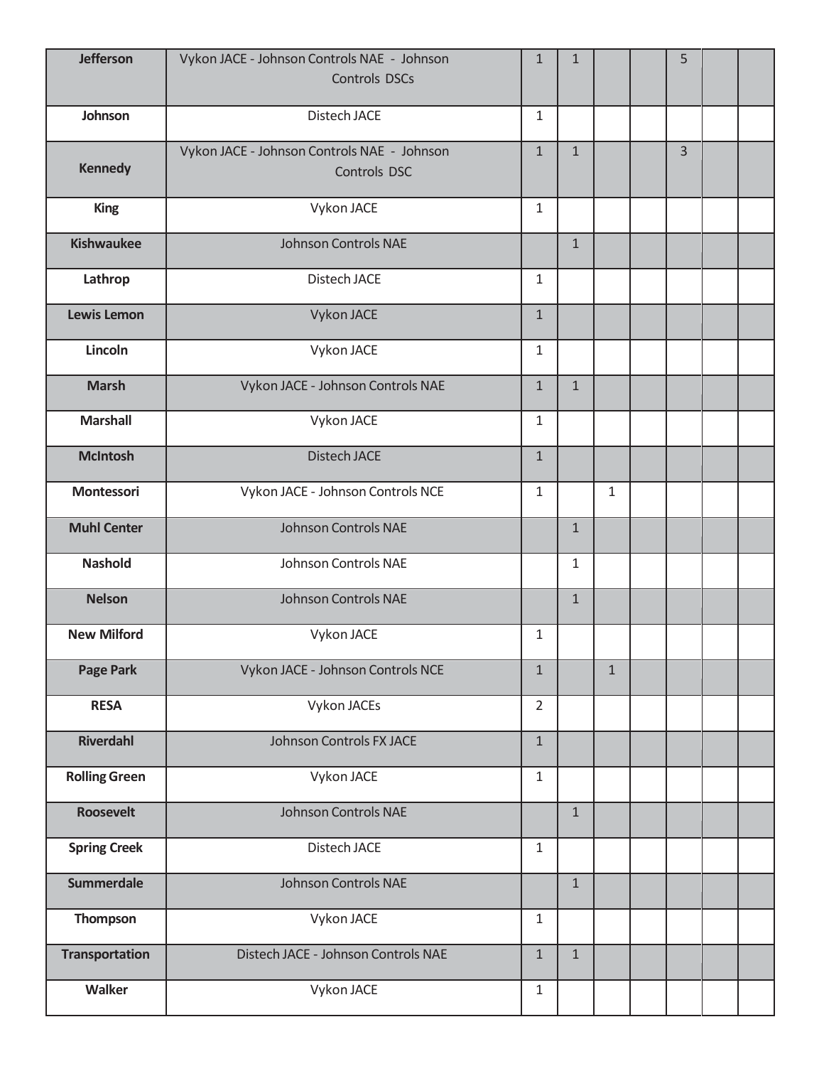| | | | | | | | | |
|---|---|---|---|---|---|---|---|---|
| **Jefferson** | Vykon JACE - Johnson Controls NAE - Johnson Controls DSCs | 1 | 1 | | | 5 | | |
| **Johnson** | Distech JACE | 1 | | | | | | |
| **Kennedy** | Vykon JACE - Johnson Controls NAE - Johnson Controls DSC | 1 | 1 | | | 3 | | |
| **King** | Vykon JACE | 1 | | | | | | |
| **Kishwaukee** | Johnson Controls NAE | | 1 | | | | | |
| **Lathrop** | Distech JACE | 1 | | | | | | |
| **Lewis Lemon** | Vykon JACE | 1 | | | | | | |
| **Lincoln** | Vykon JACE | 1 | | | | | | |
| **Marsh** | Vykon JACE - Johnson Controls NAE | 1 | 1 | | | | | |
| **Marshall** | Vykon JACE | 1 | | | | | | |
| **McIntosh** | Distech JACE | 1 | | | | | | |
| **Montessori** | Vykon JACE - Johnson Controls NCE | 1 | | 1 | | | | |
| **Muhl Center** | Johnson Controls NAE | | 1 | | | | | |
| **Nashold** | Johnson Controls NAE | | 1 | | | | | |
| **Nelson** | Johnson Controls NAE | | 1 | | | | | |
| **New Milford** | Vykon JACE | 1 | | | | | | |
| **Page Park** | Vykon JACE - Johnson Controls NCE | 1 | | 1 | | | | |
| **RESA** | Vykon JACEs | 2 | | | | | | |
| **Riverdahl** | Johnson Controls FX JACE | 1 | | | | | | |
| **Rolling Green** | Vykon JACE | 1 | | | | | | |
| **Roosevelt** | Johnson Controls NAE | | 1 | | | | | |
| **Spring Creek** | Distech JACE | 1 | | | | | | |
| **Summerdale** | Johnson Controls NAE | | 1 | | | | | |
| **Thompson** | Vykon JACE | 1 | | | | | | |
| **Transportation** | Distech JACE - Johnson Controls NAE | 1 | 1 | | | | | |
| **Walker** | Vykon JACE | 1 | | | | | | |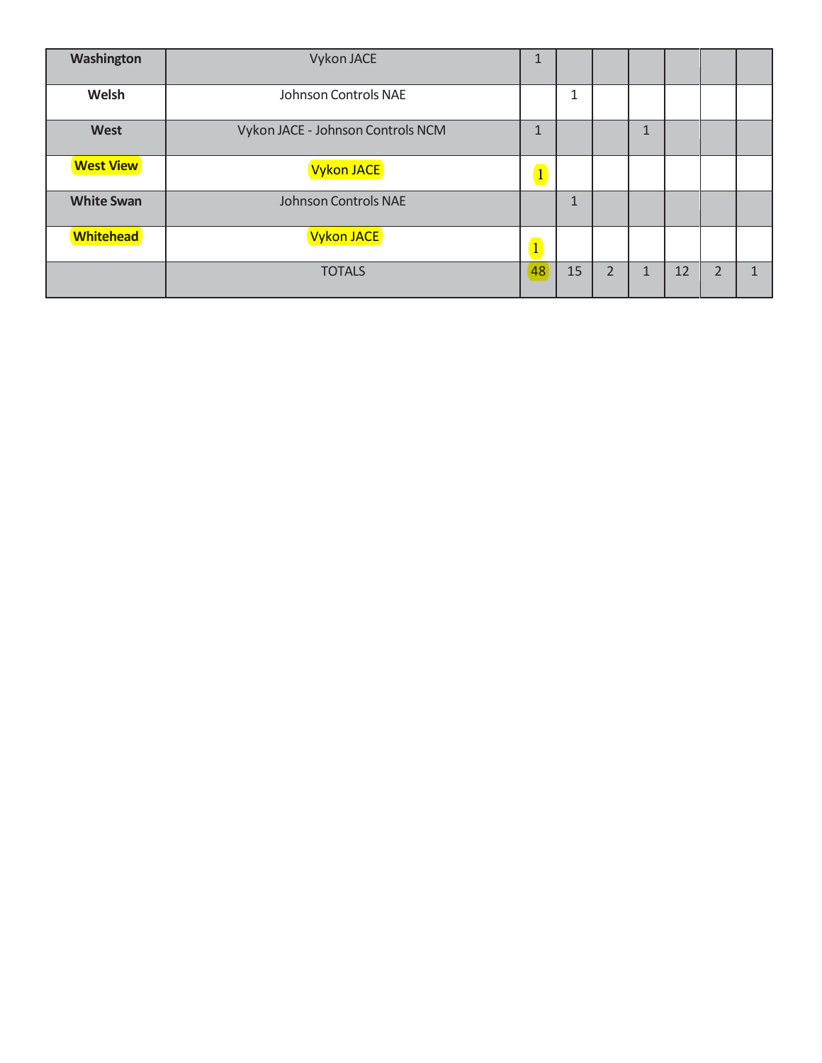| | | | | | | | | |
|---|---|---|---|---|---|---|---|---|
| **Washington** | Vykon JACE | 1 | | | | | | |
| **Welsh** | Johnson Controls NAE | | 1 | | | | | |
| **West** | Vykon JACE - Johnson Controls NCM | 1 | | | 1 | | | |
| **West View** | Vykon JACE | 1 | | | | | | |
| **White Swan** | Johnson Controls NAE | | 1 | | | | | |
| **Whitehead** | Vykon JACE | 1 | | | | | | |
| | TOTALS | 48 | 15 | 2 | 1 | 12 | 2 | 1 |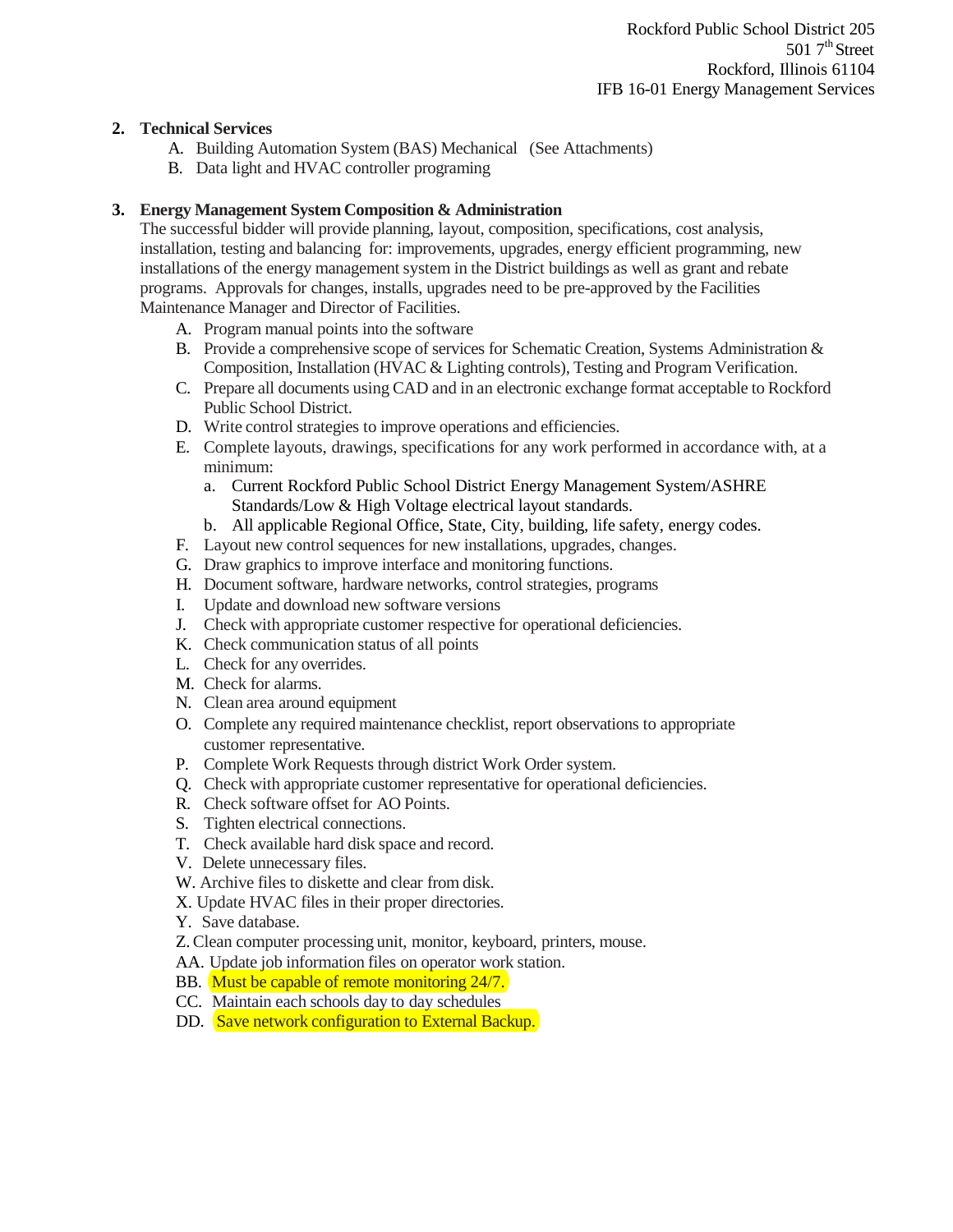**2. Technical Services**

A. Building Automation System (BAS) Mechanical (See Attachments)
B. Data light and HVAC controller programing

**3. Energy Management System Composition & Administration**

The successful bidder will provide planning, layout, composition, specifications, cost analysis, installation, testing and balancing for: improvements, upgrades, energy efficient programming, new installations of the energy management system in the District buildings as well as grant and rebate programs. Approvals for changes, installs, upgrades need to be pre-approved by the Facilities Maintenance Manager and Director of Facilities.

A. Program manual points into the software
B. Provide a comprehensive scope of services for Schematic Creation, Systems Administration & Composition, Installation (HVAC & Lighting controls), Testing and Program Verification.
C. Prepare all documents using CAD and in an electronic exchange format acceptable to Rockford Public School District.
D. Write control strategies to improve operations and efficiencies.
E. Complete layouts, drawings, specifications for any work performed in accordance with, at a minimum:
   a. Current Rockford Public School District Energy Management System/ASHRE Standards/Low & High Voltage electrical layout standards.
   b. All applicable Regional Office, State, City, building, life safety, energy codes.
F. Layout new control sequences for new installations, upgrades, changes.
G. Draw graphics to improve interface and monitoring functions.
H. Document software, hardware networks, control strategies, programs
I. Update and download new software versions
J. Check with appropriate customer respective for operational deficiencies.
K. Check communication status of all points
L. Check for any overrides.
M. Check for alarms.
N. Clean area around equipment
O. Complete any required maintenance checklist, report observations to appropriate customer representative.
P. Complete Work Requests through district Work Order system.
Q. Check with appropriate customer representative for operational deficiencies.
R. Check software offset for AO Points.
S. Tighten electrical connections.
T. Check available hard disk space and record.
V. Delete unnecessary files.
W. Archive files to diskette and clear from disk.
X. Update HVAC files in their proper directories.
Y. Save database.
Z. Clean computer processing unit, monitor, keyboard, printers, mouse.
AA. Update job information files on operator work station.
BB. Must be capable of remote monitoring 24/7.
CC. Maintain each schools day to day schedules
DD. Save network configuration to External Backup.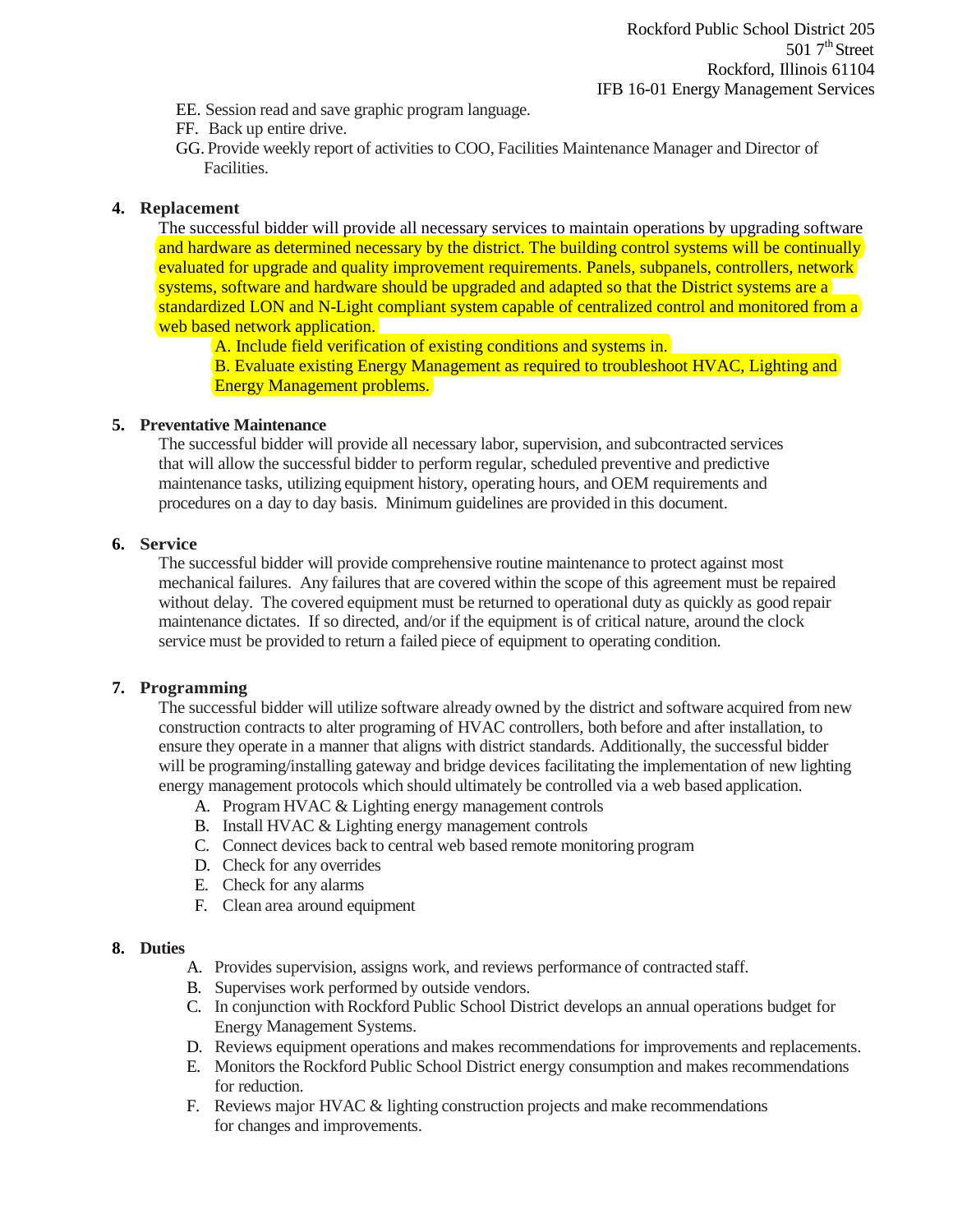EE. Session read and save graphic program language.

FF. Back up entire drive.

GG. Provide weekly report of activities to COO, Facilities Maintenance Manager and Director of Facilities.

**4. Replacement**

The successful bidder will provide all necessary services to maintain operations by upgrading software and hardware as determined necessary by the district. The building control systems will be continually evaluated for upgrade and quality improvement requirements. Panels, subpanels, controllers, network systems, software and hardware should be upgraded and adapted so that the District systems are a standardized LON and N-Light compliant system capable of centralized control and monitored from a web based network application.

A. Include field verification of existing conditions and systems in.

B. Evaluate existing Energy Management as required to troubleshoot HVAC, Lighting and Energy Management problems.

**5. Preventative Maintenance**

The successful bidder will provide all necessary labor, supervision, and subcontracted services that will allow the successful bidder to perform regular, scheduled preventive and predictive maintenance tasks, utilizing equipment history, operating hours, and OEM requirements and procedures on a day to day basis. Minimum guidelines are provided in this document.

**6. Service**

The successful bidder will provide comprehensive routine maintenance to protect against most mechanical failures. Any failures that are covered within the scope of this agreement must be repaired without delay. The covered equipment must be returned to operational duty as quickly as good repair maintenance dictates. If so directed, and/or if the equipment is of critical nature, around the clock service must be provided to return a failed piece of equipment to operating condition.

**7. Programming**

The successful bidder will utilize software already owned by the district and software acquired from new construction contracts to alter programing of HVAC controllers, both before and after installation, to ensure they operate in a manner that aligns with district standards. Additionally, the successful bidder will be programing/installing gateway and bridge devices facilitating the implementation of new lighting energy management protocols which should ultimately be controlled via a web based application.

A. Program HVAC & Lighting energy management controls
B. Install HVAC & Lighting energy management controls
C. Connect devices back to central web based remote monitoring program
D. Check for any overrides
E. Check for any alarms
F. Clean area around equipment

**8. Duties**

A. Provides supervision, assigns work, and reviews performance of contracted staff.
B. Supervises work performed by outside vendors.
C. In conjunction with Rockford Public School District develops an annual operations budget for Energy Management Systems.
D. Reviews equipment operations and makes recommendations for improvements and replacements.
E. Monitors the Rockford Public School District energy consumption and makes recommendations for reduction.
F. Reviews major HVAC & lighting construction projects and make recommendations for changes and improvements.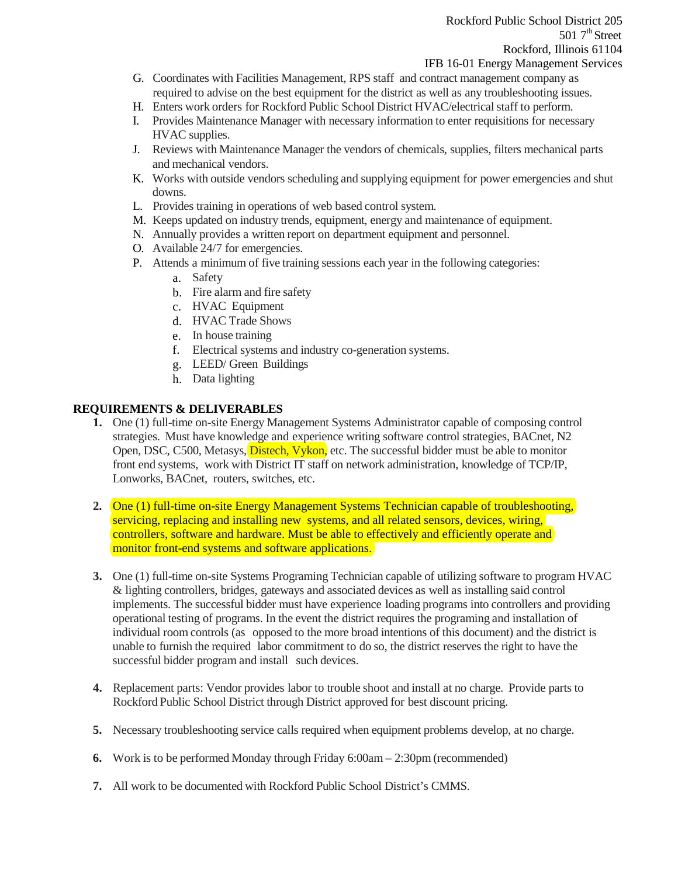G. Coordinates with Facilities Management, RPS staff and contract management company as required to advise on the best equipment for the district as well as any troubleshooting issues.
H. Enters work orders for Rockford Public School District HVAC/electrical staff to perform.
I. Provides Maintenance Manager with necessary information to enter requisitions for necessary HVAC supplies.
J. Reviews with Maintenance Manager the vendors of chemicals, supplies, filters mechanical parts and mechanical vendors.
K. Works with outside vendors scheduling and supplying equipment for power emergencies and shut downs.
L. Provides training in operations of web based control system.
M. Keeps updated on industry trends, equipment, energy and maintenance of equipment.
N. Annually provides a written report on department equipment and personnel.
O. Available 24/7 for emergencies.
P. Attends a minimum of five training sessions each year in the following categories:
   a. Safety
   b. Fire alarm and fire safety
   c. HVAC Equipment
   d. HVAC Trade Shows
   e. In house training
   f. Electrical systems and industry co-generation systems.
   g. LEED/ Green Buildings
   h. Data lighting

**REQUIREMENTS & DELIVERABLES**

1. One (1) full-time on-site Energy Management Systems Administrator capable of composing control strategies. Must have knowledge and experience writing software control strategies, BACnet, N2 Open, DSC, C500, Metasys, Distech, Vykon, etc. The successful bidder must be able to monitor front end systems, work with District IT staff on network administration, knowledge of TCP/IP, Lonworks, BACnet, routers, switches, etc.

2. One (1) full-time on-site Energy Management Systems Technician capable of troubleshooting, servicing, replacing and installing new systems, and all related sensors, devices, wiring, controllers, software and hardware. Must be able to effectively and efficiently operate and monitor front-end systems and software applications.

3. One (1) full-time on-site Systems Programing Technician capable of utilizing software to program HVAC & lighting controllers, bridges, gateways and associated devices as well as installing said control implements. The successful bidder must have experience loading programs into controllers and providing operational testing of programs. In the event the district requires the programing and installation of individual room controls (as opposed to the more broad intentions of this document) and the district is unable to furnish the required labor commitment to do so, the district reserves the right to have the successful bidder program and install such devices.

4. Replacement parts: Vendor provides labor to trouble shoot and install at no charge. Provide parts to Rockford Public School District through District approved for best discount pricing.

5. Necessary troubleshooting service calls required when equipment problems develop, at no charge.

6. Work is to be performed Monday through Friday 6:00am – 2:30pm (recommended)

7. All work to be documented with Rockford Public School District's CMMS.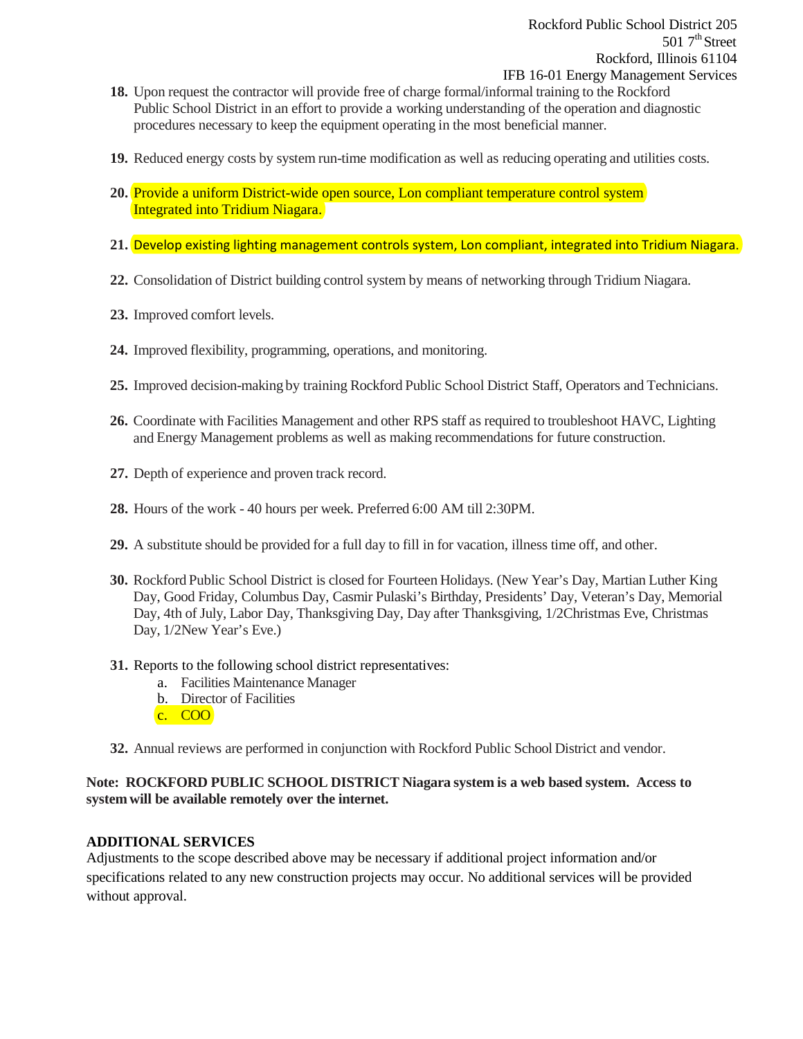18. Upon request the contractor will provide free of charge formal/informal training to the Rockford Public School District in an effort to provide a working understanding of the operation and diagnostic procedures necessary to keep the equipment operating in the most beneficial manner.

19. Reduced energy costs by system run-time modification as well as reducing operating and utilities costs.

20. Provide a uniform District-wide open source, Lon compliant temperature control system Integrated into Tridium Niagara.

21. Develop existing lighting management controls system, Lon compliant, integrated into Tridium Niagara.

22. Consolidation of District building control system by means of networking through Tridium Niagara.

23. Improved comfort levels.

24. Improved flexibility, programming, operations, and monitoring.

25. Improved decision-making by training Rockford Public School District Staff, Operators and Technicians.

26. Coordinate with Facilities Management and other RPS staff as required to troubleshoot HAVC, Lighting and Energy Management problems as well as making recommendations for future construction.

27. Depth of experience and proven track record.

28. Hours of the work - 40 hours per week. Preferred 6:00 AM till 2:30PM.

29. A substitute should be provided for a full day to fill in for vacation, illness time off, and other.

30. Rockford Public School District is closed for Fourteen Holidays. (New Year's Day, Martian Luther King Day, Good Friday, Columbus Day, Casmir Pulaski's Birthday, Presidents' Day, Veteran's Day, Memorial Day, 4th of July, Labor Day, Thanksgiving Day, Day after Thanksgiving, 1/2Christmas Eve, Christmas Day, 1/2New Year's Eve.)

31. Reports to the following school district representatives:
    a. Facilities Maintenance Manager
    b. Director of Facilities
    c. COO

32. Annual reviews are performed in conjunction with Rockford Public School District and vendor.

**Note: ROCKFORD PUBLIC SCHOOL DISTRICT Niagara system is a web based system. Access to system will be available remotely over the internet.**

**ADDITIONAL SERVICES**

Adjustments to the scope described above may be necessary if additional project information and/or specifications related to any new construction projects may occur. No additional services will be provided without approval.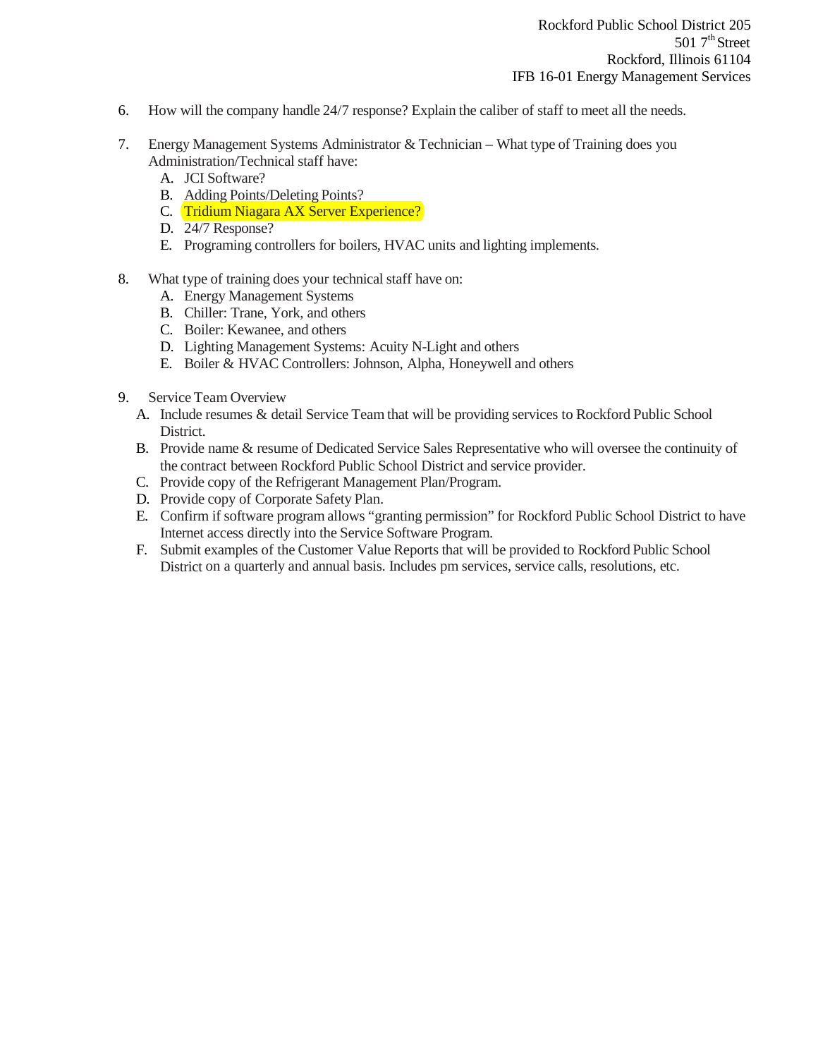6. How will the company handle 24/7 response? Explain the caliber of staff to meet all the needs.

7. Energy Management Systems Administrator & Technician – What type of Training does you Administration/Technical staff have:
   A. JCI Software?
   B. Adding Points/Deleting Points?
   C. Tridium Niagara AX Server Experience?
   D. 24/7 Response?
   E. Programing controllers for boilers, HVAC units and lighting implements.

8. What type of training does your technical staff have on:
   A. Energy Management Systems
   B. Chiller: Trane, York, and others
   C. Boiler: Kewanee, and others
   D. Lighting Management Systems: Acuity N-Light and others
   E. Boiler & HVAC Controllers: Johnson, Alpha, Honeywell and others

9. Service Team Overview
   A. Include resumes & detail Service Team that will be providing services to Rockford Public School District.
   B. Provide name & resume of Dedicated Service Sales Representative who will oversee the continuity of the contract between Rockford Public School District and service provider.
   C. Provide copy of the Refrigerant Management Plan/Program.
   D. Provide copy of Corporate Safety Plan.
   E. Confirm if software program allows "granting permission" for Rockford Public School District to have Internet access directly into the Service Software Program.
   F. Submit examples of the Customer Value Reports that will be provided to Rockford Public School District on a quarterly and annual basis. Includes pm services, service calls, resolutions, etc.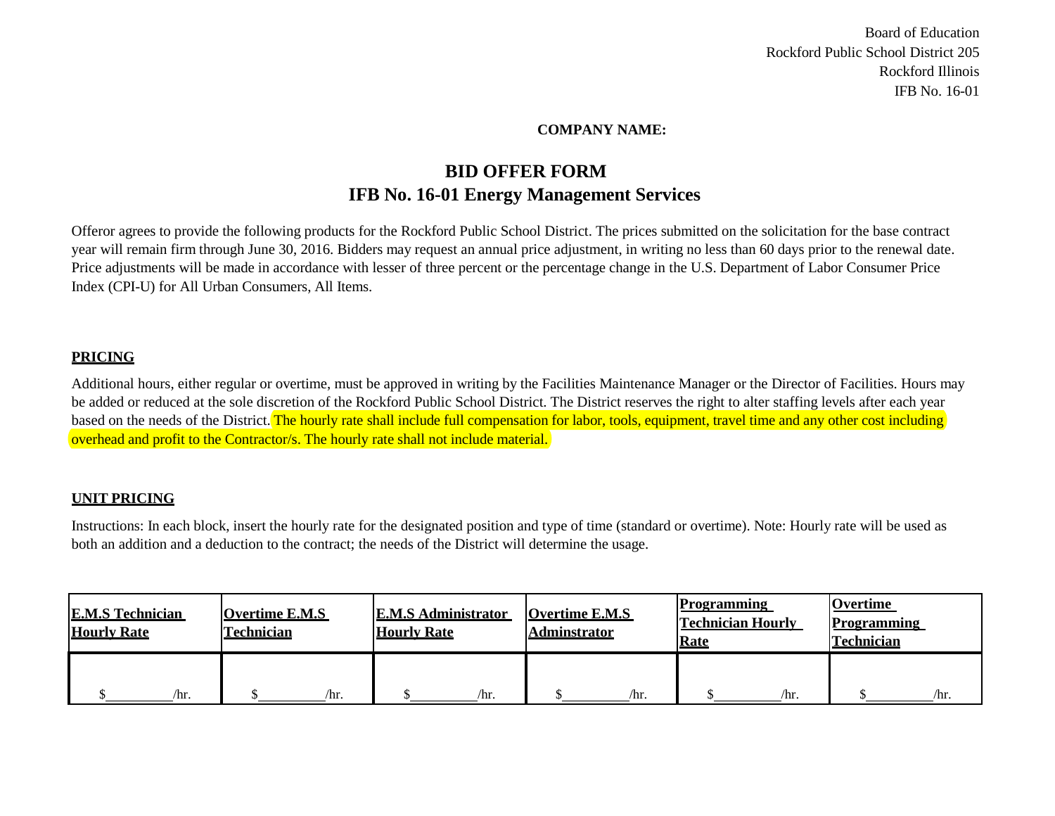Board of Education
Rockford Public School District 205
Rockford Illinois
IFB No. 16-01

**COMPANY NAME:**

# BID OFFER FORM
## IFB No. 16-01 Energy Management Services

Offeror agrees to provide the following products for the Rockford Public School District. The prices submitted on the solicitation for the base contract year will remain firm through June 30, 2016. Bidders may request an annual price adjustment, in writing no less than 60 days prior to the renewal date. Price adjustments will be made in accordance with lesser of three percent or the percentage change in the U.S. Department of Labor Consumer Price Index (CPI-U) for All Urban Consumers, All Items.

### PRICING

Additional hours, either regular or overtime, must be approved in writing by the Facilities Maintenance Manager or the Director of Facilities. Hours may be added or reduced at the sole discretion of the Rockford Public School District. The District reserves the right to alter staffing levels after each year based on the needs of the District. The hourly rate shall include full compensation for labor, tools, equipment, travel time and any other cost including overhead and profit to the Contractor/s. The hourly rate shall not include material.

### UNIT PRICING

Instructions: In each block, insert the hourly rate for the designated position and type of time (standard or overtime). Note: Hourly rate will be used as both an addition and a deduction to the contract; the needs of the District will determine the usage.

| E.M.S Technician Hourly Rate | Overtime E.M.S Technician | E.M.S Administrator Hourly Rate | Overtime E.M.S Adminstrator | Programming Technician Hourly Rate | Overtime Programming Technician |
|---|---|---|---|---|---|
| $\_\_\_\_\_\_\_\_\_/hr. | $\_\_\_\_\_\_\_\_\_/hr. | $\_\_\_\_\_\_\_\_\_/hr. | $\_\_\_\_\_\_\_\_\_/hr. | $\_\_\_\_\_\_\_\_\_/hr. | $\_\_\_\_\_\_\_\_\_/hr. |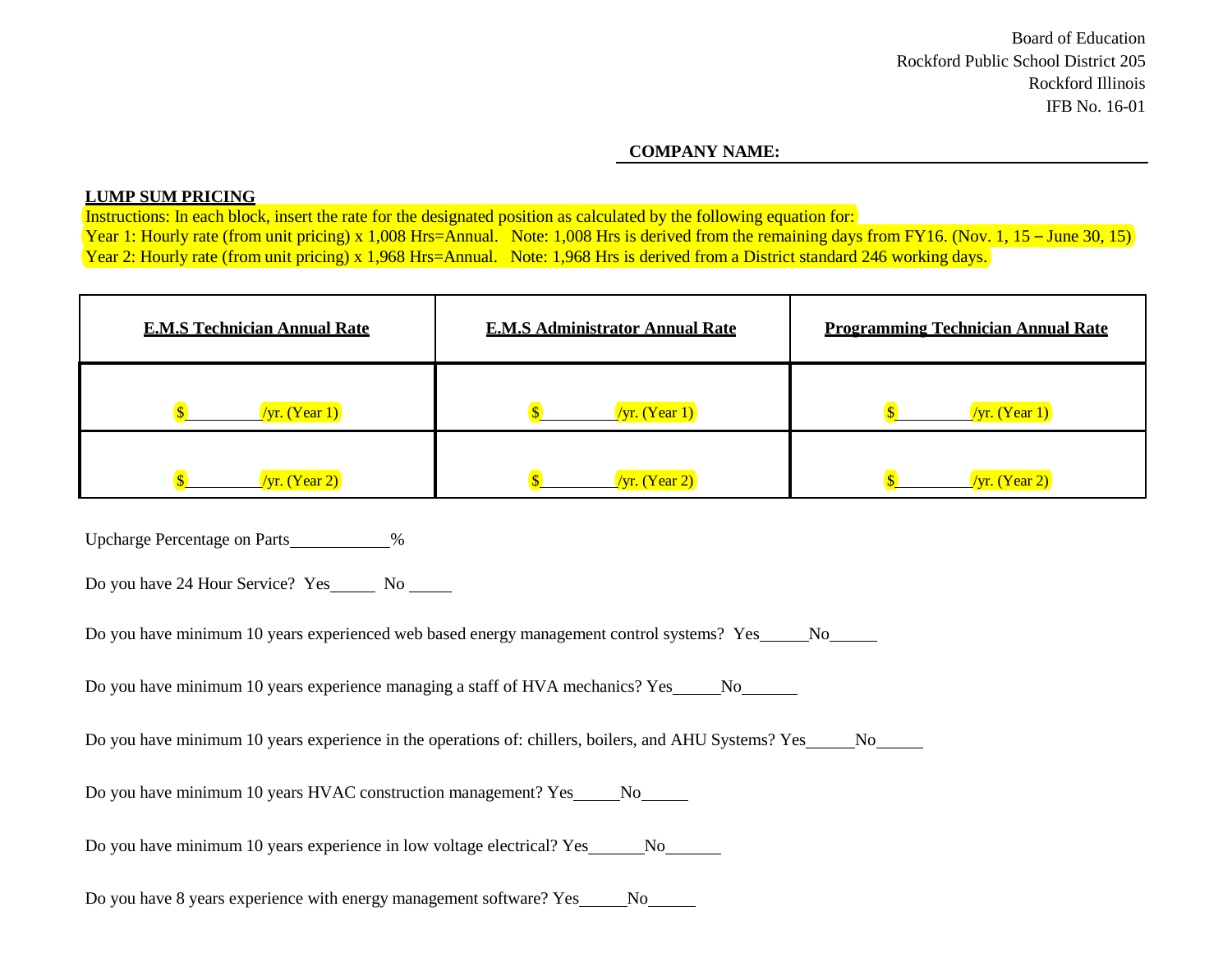Board of Education
Rockford Public School District 205
Rockford Illinois
IFB No. 16-01

**COMPANY NAME:** ______________________________

**LUMP SUM PRICING**

Instructions: In each block, insert the rate for the designated position as calculated by the following equation for:
Year 1: Hourly rate (from unit pricing) x 1,008 Hrs=Annual. Note: 1,008 Hrs is derived from the remaining days from FY16. (Nov. 1, 15 – June 30, 15)
Year 2: Hourly rate (from unit pricing) x 1,968 Hrs=Annual. Note: 1,968 Hrs is derived from a District standard 246 working days.

| E.M.S Technician Annual Rate | E.M.S Administrator Annual Rate | Programming Technician Annual Rate |
|---|---|---|
| $________/yr. (Year 1) | $________/yr. (Year 1) | $________/yr. (Year 1) |
| $________/yr. (Year 2) | $________/yr. (Year 2) | $________/yr. (Year 2) |

Upcharge Percentage on Parts___________%

Do you have 24 Hour Service? Yes_____ No _____

Do you have minimum 10 years experienced web based energy management control systems? Yes_____No_____

Do you have minimum 10 years experience managing a staff of HVA mechanics? Yes_____No______

Do you have minimum 10 years experience in the operations of: chillers, boilers, and AHU Systems? Yes_____No_____

Do you have minimum 10 years HVAC construction management? Yes_____No_____

Do you have minimum 10 years experience in low voltage electrical? Yes______No______

Do you have 8 years experience with energy management software? Yes_____No_____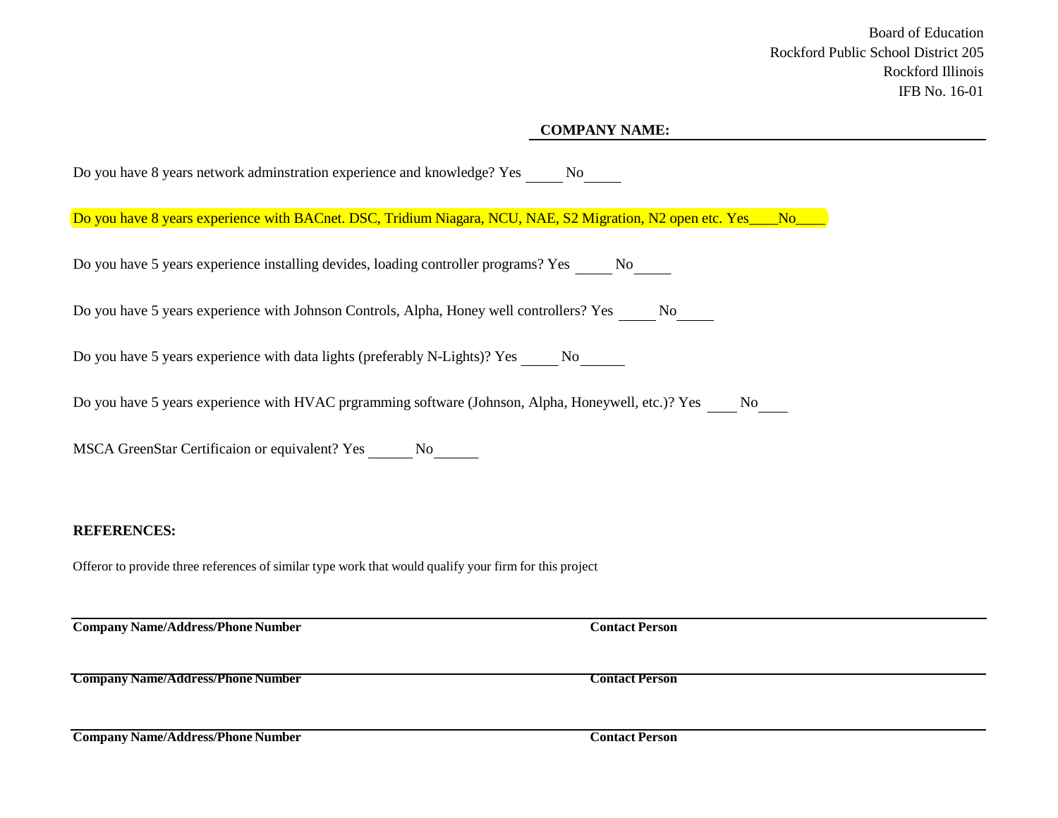Board of Education
Rockford Public School District 205
Rockford Illinois
IFB No. 16-01

**COMPANY NAME:** ______________________________

Do you have 8 years network adminstration experience and knowledge? Yes _____ No_____

Do you have 8 years experience with BACnet. DSC, Tridium Niagara, NCU, NAE, S2 Migration, N2 open etc. Yes____No____

Do you have 5 years experience installing devides, loading controller programs? Yes _____ No_____

Do you have 5 years experience with Johnson Controls, Alpha, Honey well controllers? Yes _____ No_____

Do you have 5 years experience with data lights (preferably N-Lights)? Yes _____ No______

Do you have 5 years experience with HVAC prgramming software (Johnson, Alpha, Honeywell, etc.)? Yes ____ No____

MSCA GreenStar Certificaion or equivalent? Yes ______ No______

**REFERENCES:**

Offeror to provide three references of similar type work that would qualify your firm for this project

______________________________________________________________________

**Company Name/Address/Phone Number** **Contact Person**

______________________________________________________________________

**Company Name/Address/Phone Number** **Contact Person**

______________________________________________________________________

**Company Name/Address/Phone Number** **Contact Person**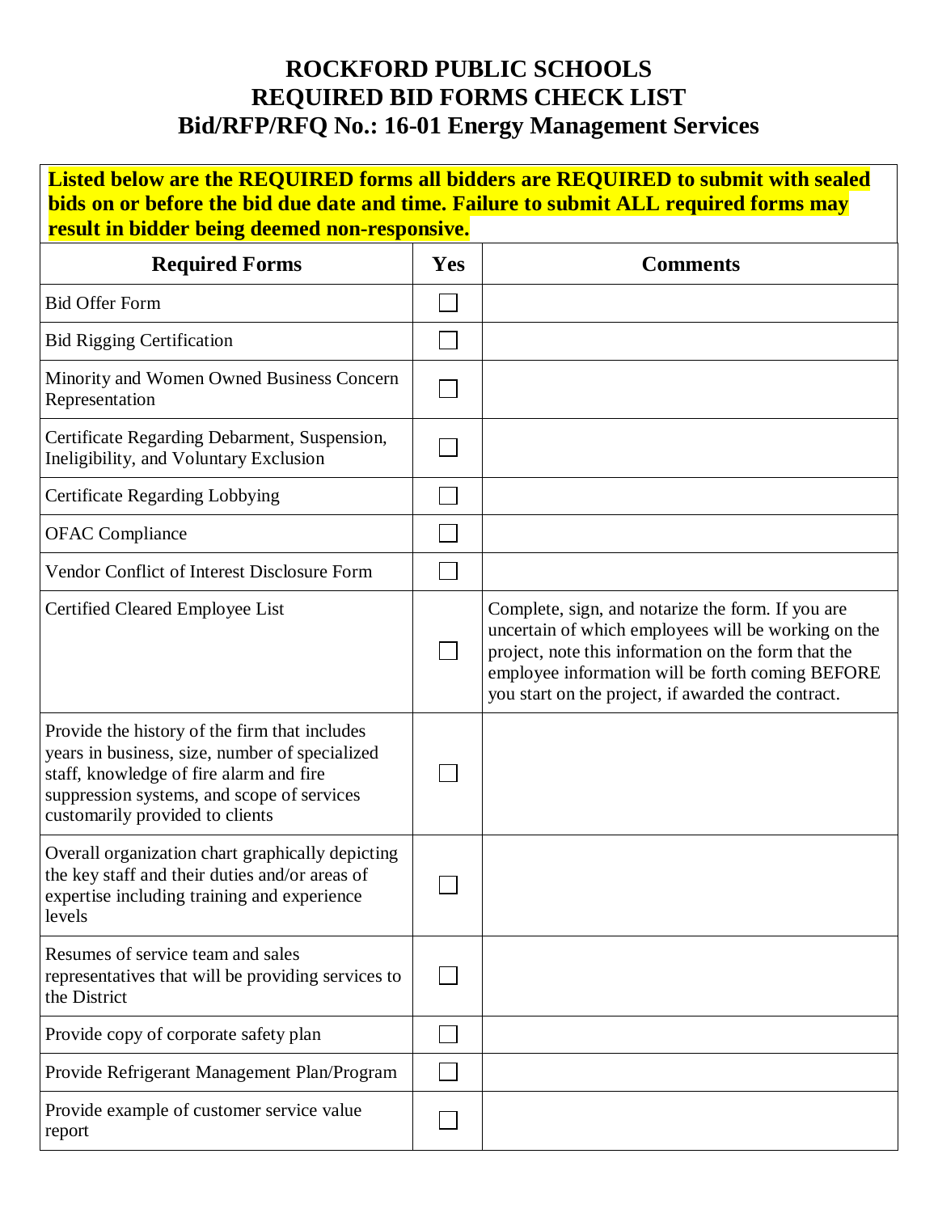# ROCKFORD PUBLIC SCHOOLS
# REQUIRED BID FORMS CHECK LIST
# Bid/RFP/RFQ No.: 16-01 Energy Management Services

**Listed below are the REQUIRED forms all bidders are REQUIRED to submit with sealed bids on or before the bid due date and time. Failure to submit ALL required forms may result in bidder being deemed non-responsive.**

| Required Forms | Yes | Comments |
|---|---|---|
| Bid Offer Form | ☐ | |
| Bid Rigging Certification | ☐ | |
| Minority and Women Owned Business Concern Representation | ☐ | |
| Certificate Regarding Debarment, Suspension, Ineligibility, and Voluntary Exclusion | ☐ | |
| Certificate Regarding Lobbying | ☐ | |
| OFAC Compliance | ☐ | |
| Vendor Conflict of Interest Disclosure Form | ☐ | |
| Certified Cleared Employee List | ☐ | Complete, sign, and notarize the form. If you are uncertain of which employees will be working on the project, note this information on the form that the employee information will be forth coming BEFORE you start on the project, if awarded the contract. |
| Provide the history of the firm that includes years in business, size, number of specialized staff, knowledge of fire alarm and fire suppression systems, and scope of services customarily provided to clients | ☐ | |
| Overall organization chart graphically depicting the key staff and their duties and/or areas of expertise including training and experience levels | ☐ | |
| Resumes of service team and sales representatives that will be providing services to the District | ☐ | |
| Provide copy of corporate safety plan | ☐ | |
| Provide Refrigerant Management Plan/Program | ☐ | |
| Provide example of customer service value report | ☐ | |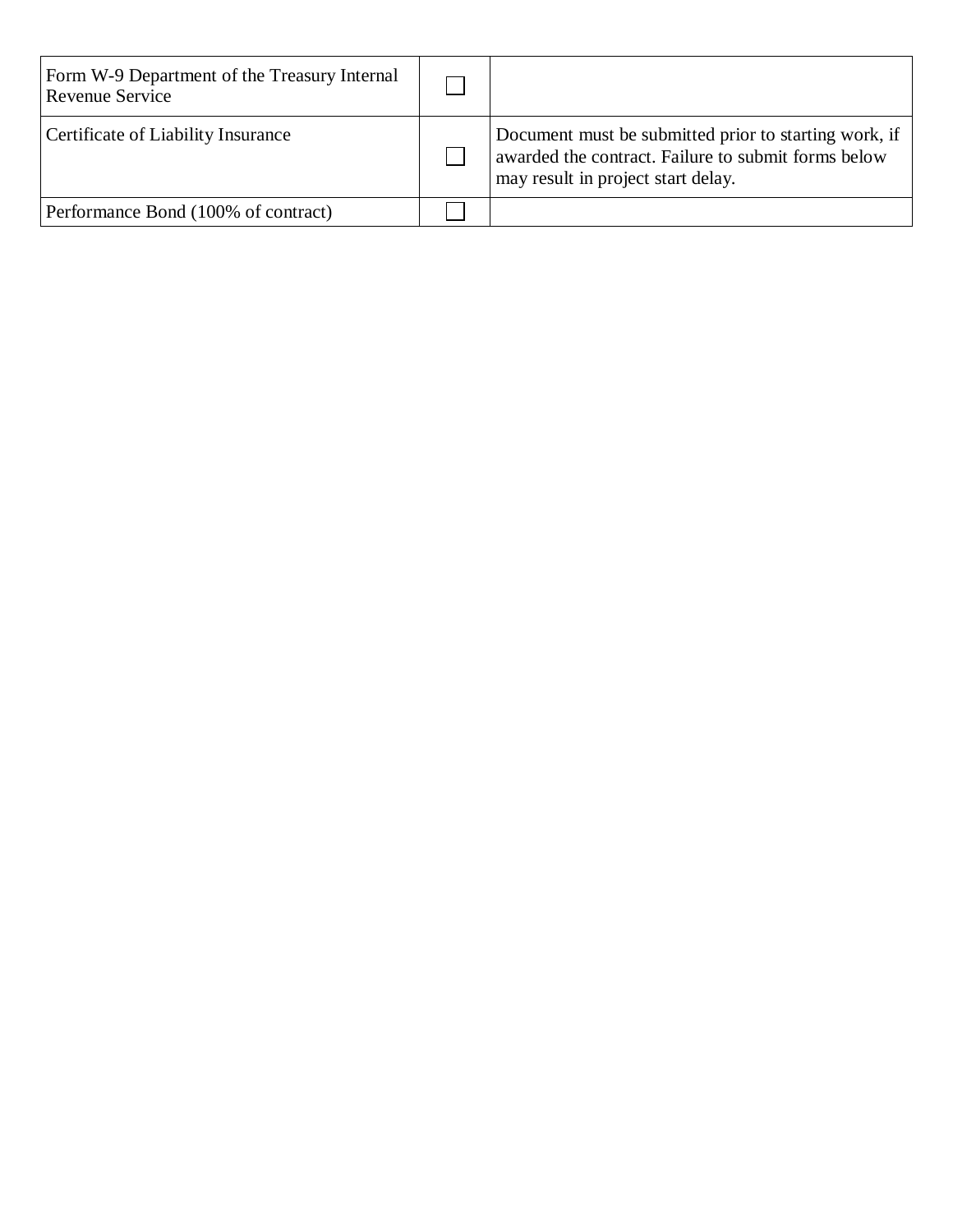| | | |
|---|---|---|
| Form W-9 Department of the Treasury Internal Revenue Service | ☐ | |
| Certificate of Liability Insurance | ☐ | Document must be submitted prior to starting work, if awarded the contract. Failure to submit forms below may result in project start delay. |
| Performance Bond (100% of contract) | ☐ | |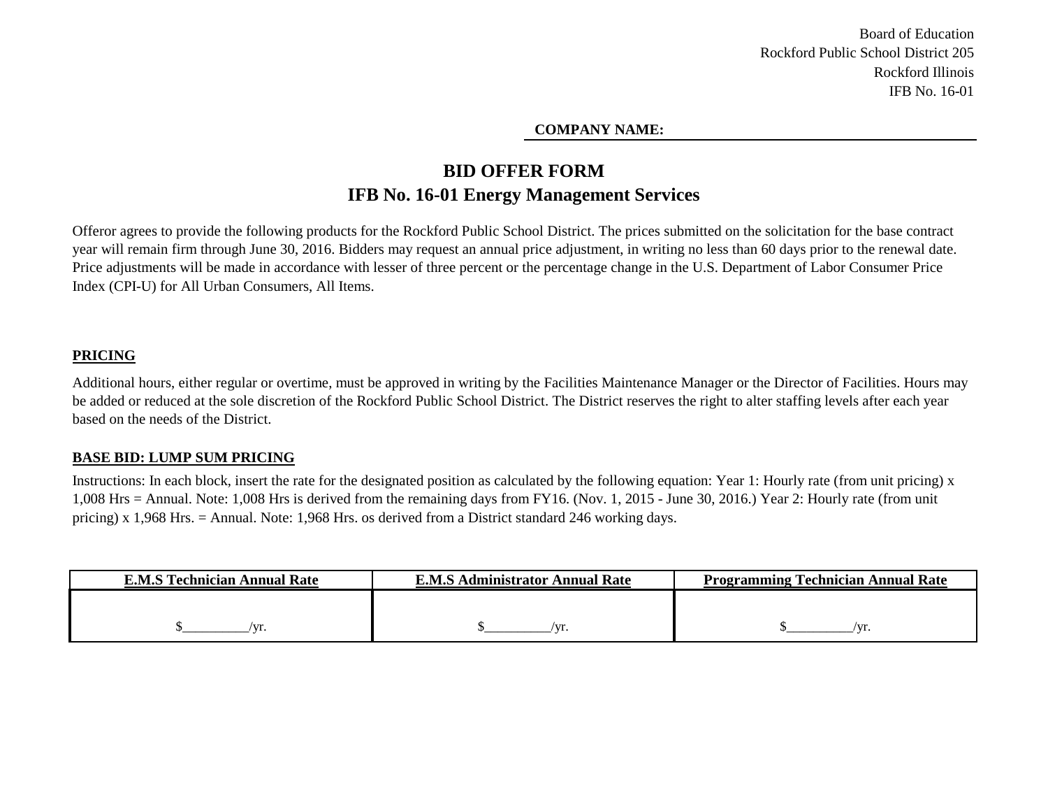Board of Education
Rockford Public School District 205
Rockford Illinois
IFB No. 16-01

**COMPANY NAME:** ______________________________

# BID OFFER FORM
## IFB No. 16-01 Energy Management Services

Offeror agrees to provide the following products for the Rockford Public School District. The prices submitted on the solicitation for the base contract year will remain firm through June 30, 2016. Bidders may request an annual price adjustment, in writing no less than 60 days prior to the renewal date. Price adjustments will be made in accordance with lesser of three percent or the percentage change in the U.S. Department of Labor Consumer Price Index (CPI-U) for All Urban Consumers, All Items.

**PRICING**

Additional hours, either regular or overtime, must be approved in writing by the Facilities Maintenance Manager or the Director of Facilities. Hours may be added or reduced at the sole discretion of the Rockford Public School District. The District reserves the right to alter staffing levels after each year based on the needs of the District.

**BASE BID: LUMP SUM PRICING**

Instructions: In each block, insert the rate for the designated position as calculated by the following equation: Year 1: Hourly rate (from unit pricing) x 1,008 Hrs = Annual. Note: 1,008 Hrs is derived from the remaining days from FY16. (Nov. 1, 2015 - June 30, 2016.) Year 2: Hourly rate (from unit pricing) x 1,968 Hrs. = Annual. Note: 1,968 Hrs. os derived from a District standard 246 working days.

| E.M.S Technician Annual Rate | E.M.S Administrator Annual Rate | Programming Technician Annual Rate |
|---|---|---|
| $__________/yr. | $__________/yr. | $__________/yr. |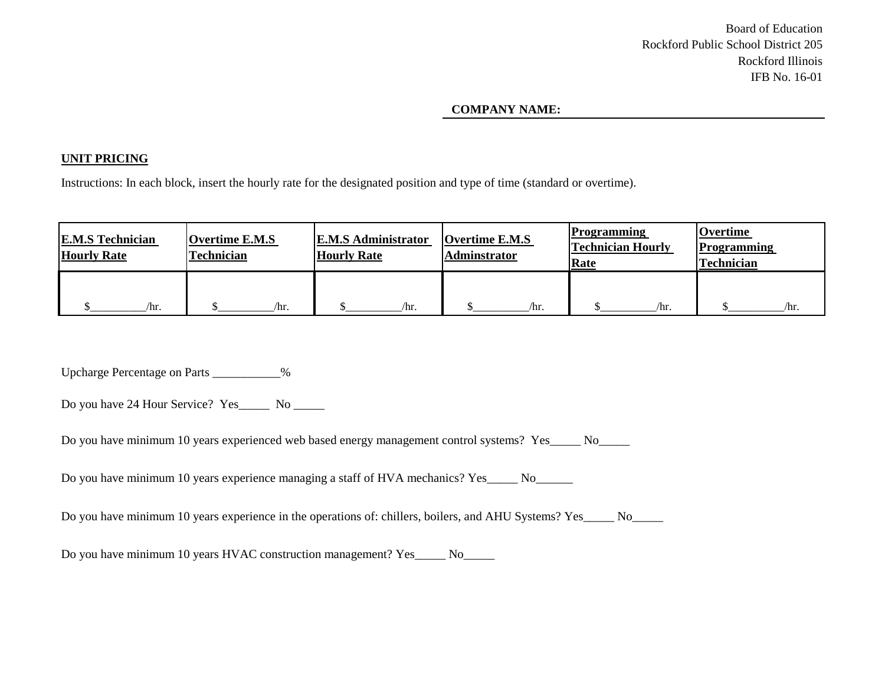Board of Education
Rockford Public School District 205
Rockford Illinois
IFB No. 16-01

**COMPANY NAME:** ______________________________

**UNIT PRICING**

Instructions: In each block, insert the hourly rate for the designated position and type of time (standard or overtime).

| E.M.S Technician Hourly Rate | Overtime E.M.S Technician | E.M.S Administrator Hourly Rate | Overtime E.M.S Adminstrator | Programming Technician Hourly Rate | Overtime Programming Technician |
|---|---|---|---|---|---|
| $_________/hr. | $_________/hr. | $_________/hr. | $_________/hr. | $_________/hr. | $_________/hr. |

Upcharge Percentage on Parts ___________%

Do you have 24 Hour Service? Yes_____ No _____

Do you have minimum 10 years experienced web based energy management control systems? Yes_____ No_____

Do you have minimum 10 years experience managing a staff of HVA mechanics? Yes_____ No______

Do you have minimum 10 years experience in the operations of: chillers, boilers, and AHU Systems? Yes_____ No_____

Do you have minimum 10 years HVAC construction management? Yes_____ No_____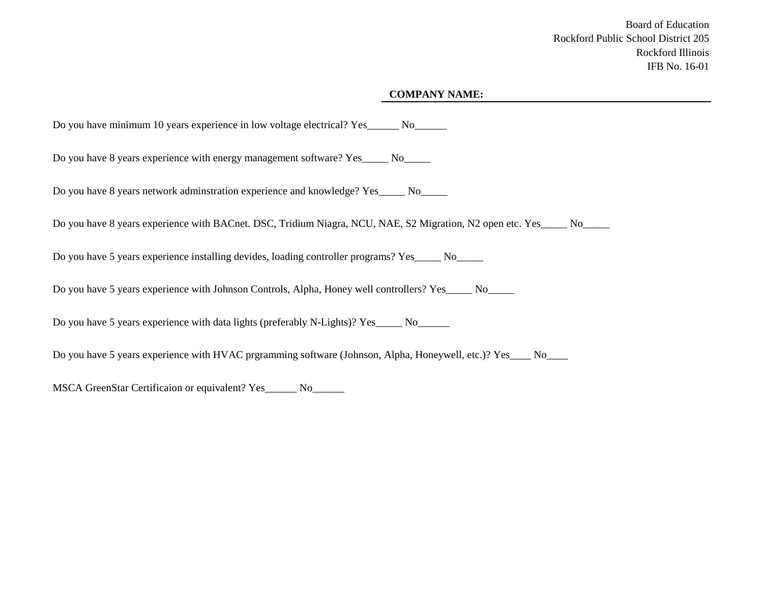Board of Education
Rockford Public School District 205
Rockford Illinois
IFB No. 16-01

**COMPANY NAME:** ______________________________________________

Do you have minimum 10 years experience in low voltage electrical? Yes______ No______

Do you have 8 years experience with energy management software? Yes_____ No_____

Do you have 8 years network adminstration experience and knowledge? Yes_____ No_____

Do you have 8 years experience with BACnet. DSC, Tridium Niagra, NCU, NAE, S2 Migration, N2 open etc. Yes_____ No_____

Do you have 5 years experience installing devides, loading controller programs? Yes_____ No_____

Do you have 5 years experience with Johnson Controls, Alpha, Honey well controllers? Yes_____ No_____

Do you have 5 years experience with data lights (preferably N-Lights)? Yes_____ No______

Do you have 5 years experience with HVAC prgramming software (Johnson, Alpha, Honeywell, etc.)? Yes____ No____

MSCA GreenStar Certificaion or equivalent? Yes______ No______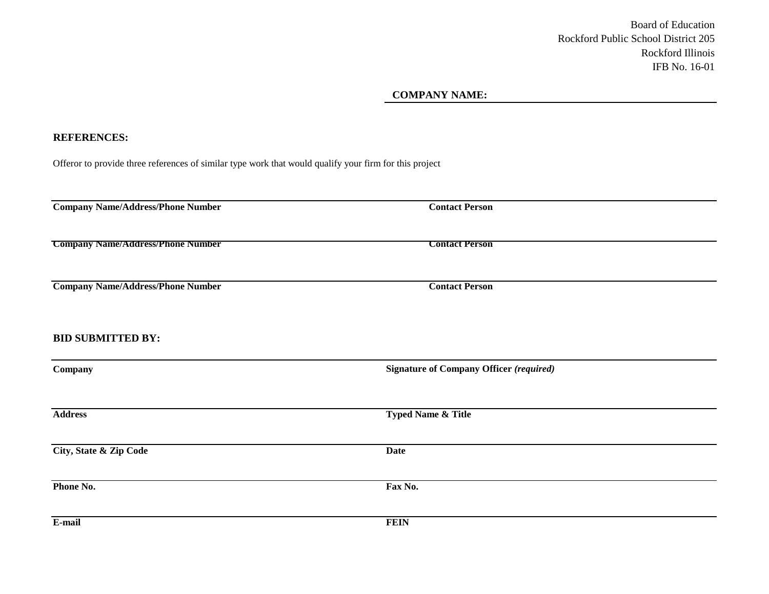Board of Education
Rockford Public School District 205
Rockford Illinois
IFB No. 16-01

**COMPANY NAME:** ______________________________

**REFERENCES:**

Offeror to provide three references of similar type work that would qualify your firm for this project

| Company Name/Address/Phone Number | Contact Person |
|---|---|
| | |

| Company Name/Address/Phone Number | Contact Person |
|---|---|
| | |

| Company Name/Address/Phone Number | Contact Person |
|---|---|
| | |

**BID SUBMITTED BY:**

| | |
|---|---|
| **Company** | **Signature of Company Officer *(required)*** |
| **Address** | **Typed Name & Title** |
| **City, State & Zip Code** | **Date** |
| **Phone No.** | **Fax No.** |
| **E-mail** | **FEIN** |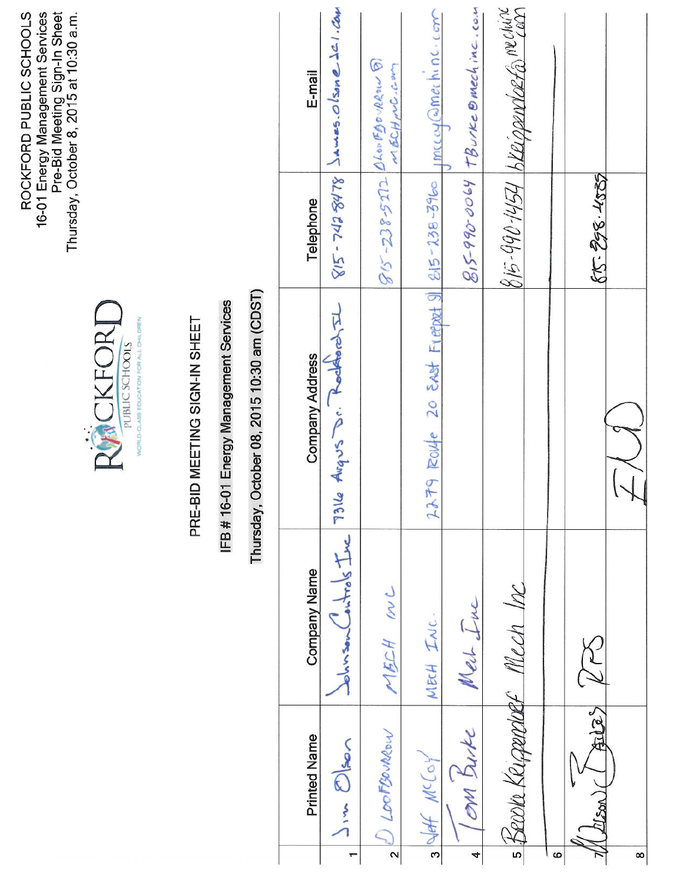ROCKFORD PUBLIC SCHOOLS
16-01 Energy Management Services
Pre-Bid Meeting Sign-In Sheet
Thursday, October 8, 2015 at 10:30 a.m.

ROCKFORD PUBLIC SCHOOLS
WORLD-CLASS EDUCATION FOR ALL CHILDREN

# PRE-BID MEETING SIGN-IN SHEET

## IFB # 16-01 Energy Management Services

## Thursday, October 08, 2015 10:30 am (CDST)

| | Printed Name | Company Name | Company Address | Telephone | E-mail |
|---|---|---|---|---|---|
| 1 | Jim Olson | Johnson Controls Inc | 7316 Argus Dr. Rockford IL | 815-742-8478 | James.olson@jci.com |
| 2 | D LOOFBOURROW | MECH INC | | 815-238-5222 | DLOOFBOURROW@MECHINC.com |
| 3 | Jeff McCoy | MECH INC. | 2279 Route 20 East Freeport Il | 815-238-3960 | jmccoy@mechinc.com |
| 4 | Tom Burke | Mech Inc | | 815-990-0064 | TBurke@mechinc.com |
| 5 | Brooke Kroppendorf | Mech Inc | | 815-990-1454 | bkroppendorf@mechinc.com |
| 6 | | | | | |
| 7 | Allison Bailey | RPS | END | 815-398-4535 | |
| 8 | | | | | |